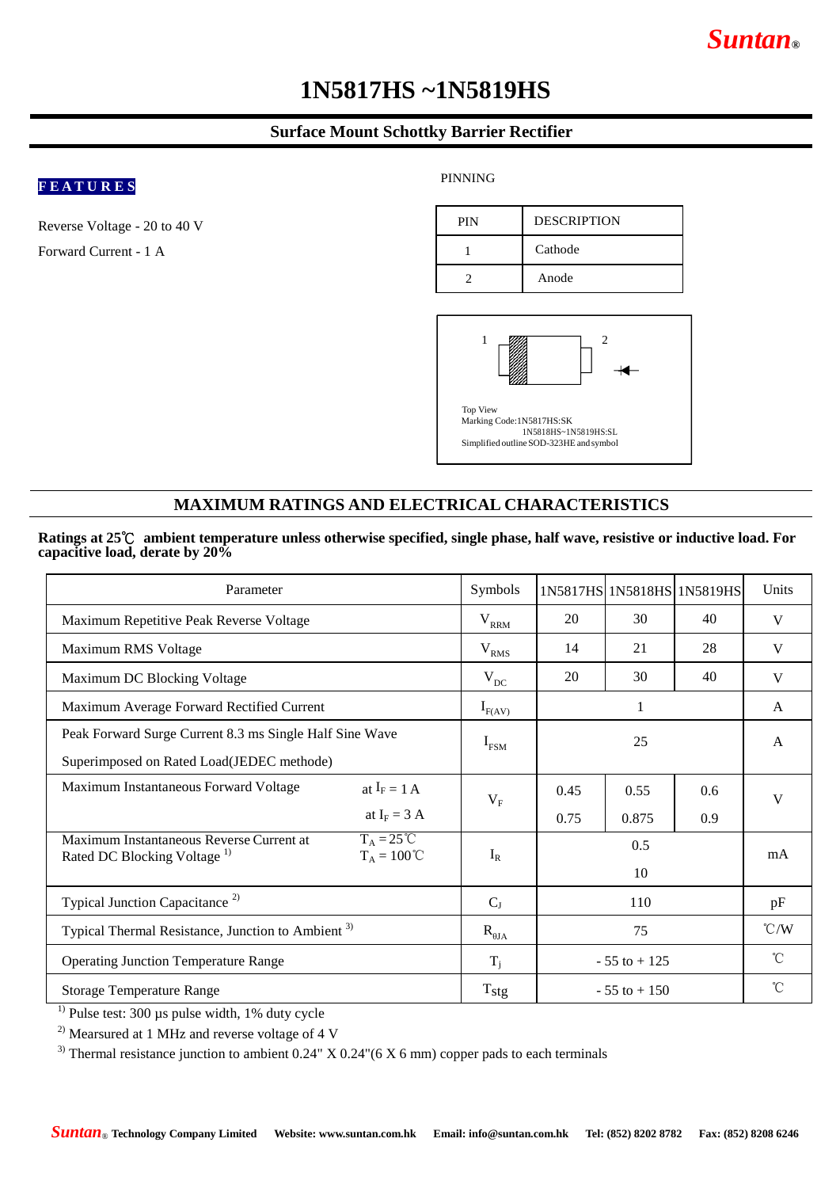Suntan®

# 1N5817HS ~1N5819HS

## Surface Mount Schottky Barrier Rectifier

**FEATURES**

Reverse Voltage - 20 to 40 V

Forward Current - 1 A

PINNING

| PIN | DESCRIPTION |
|---|---|
| 1 | Cathode |
| 2 | Anode |

Top View
Marking Code:1N5817HS:SK
1N5818HS~1N5819HS:SL
Simplified outline SOD-323HE and symbol

## MAXIMUM RATINGS AND ELECTRICAL CHARACTERISTICS

**Ratings at 25℃ ambient temperature unless otherwise specified, single phase, half wave, resistive or inductive load. For capacitive load, derate by 20%**

| Parameter | | Symbols | 1N5817HS | 1N5818HS | 1N5819HS | Units |
|---|---|---|---|---|---|---|
| Maximum Repetitive Peak Reverse Voltage | | $V_{RRM}$ | 20 | 30 | 40 | V |
| Maximum RMS Voltage | | $V_{RMS}$ | 14 | 21 | 28 | V |
| Maximum DC Blocking Voltage | | $V_{DC}$ | 20 | 30 | 40 | V |
| Maximum Average Forward Rectified Current | | $I_{F(AV)}$ | 1 | | | A |
| Peak Forward Surge Current 8.3 ms Single Half Sine Wave Superimposed on Rated Load(JEDEC methode) | | $I_{FSM}$ | 25 | | | A |
| Maximum Instantaneous Forward Voltage | at $I_F$ = 1 A | $V_F$ | 0.45 | 0.55 | 0.6 | V |
| | at $I_F$ = 3 A | | 0.75 | 0.875 | 0.9 | |
| Maximum Instantaneous Reverse Current at Rated DC Blocking Voltage [1] | $T_A$ = 25℃ | $I_R$ | 0.5 | | | mA |
| | $T_A$ = 100℃ | | 10 | | | |
| Typical Junction Capacitance [2] | | $C_J$ | 110 | | | pF |
| Typical Thermal Resistance, Junction to Ambient [3] | | $R_{\theta JA}$ | 75 | | | ℃/W |
| Operating Junction Temperature Range | | $T_j$ | - 55 to + 125 | | | ℃ |
| Storage Temperature Range | | Tstg | - 55 to + 150 | | | ℃ |

[1] Pulse test: 300 µs pulse width, 1% duty cycle

[2] Mearsured at 1 MHz and reverse voltage of 4 V

[3] Thermal resistance junction to ambient 0.24" X 0.24"(6 X 6 mm) copper pads to each terminals

Suntan® Technology Company Limited Website: www.suntan.com.hk Email: info@suntan.com.hk Tel: (852) 8202 8782 Fax: (852) 8208 6246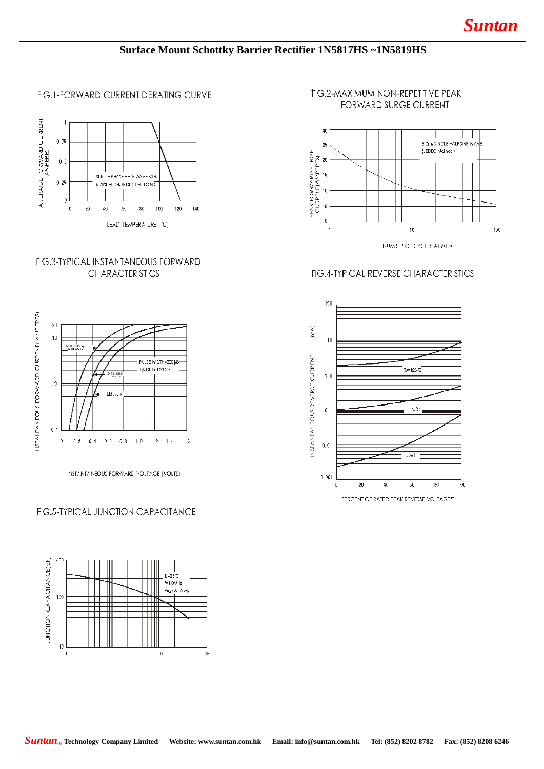## Surface Mount Schottky Barrier Rectifier 1N5817HS ~1N5819HS

FIG.1-FORWARD CURRENT DERATING CURVE

AVERAGE FORWARD CURRENT AMPERES

1
0.75
0.5
0.25
0

0 20 40 60 80 100 120 140

SINGLE PHASE HALF WAVE 60Hz RESISTIVE OR INDUCTIVE LOAD

LEAD TEMPERATURE (℃)

FIG.2-MAXIMUM NON-REPETITIVE PEAK FORWARD SURGE CURRENT

PEAK FORWARD SURGE CURRENT(AMPERES)

30
25
20
15
10
5
0

1 10 100

8.3ms SINGLE HALF SINE WAVE (JEDEC Method)

NUMBER OF CYCLES AT 60Hz

FIG.3-TYPICAL INSTANTANEOUS FORWARD CHARACTERISTICS

INSTANTANEOUS FORWARD CURRENT( AMPERES)

20
10
1.0
0.1

0 0.2 0.4 0.6 0.8 1.0 1.2 1.4 1.6

1N5817HS

1N5818HS

LM 5819

PULSE WIDTH=300 μS 1% DUTY CYCLE

INSTANTANEOUS FORWARD VOLTAGE (VOLTS)

FIG.4-TYPICAL REVERSE CHARACTERISTICS

INSTANTANEOUS REVERSE CURRENT (mA)

100
10
1.0
0.1
0.01
0.001

0 20 40 60 80 100

TJ=125℃

TJ=75℃

TJ=25℃

PERCENT OF RATED PEAK REVERSE VOLTAGE%

FIG.5-TYPICAL JUNCTION CAPACITANCE

JUNCTION CAPACITANCE(pF)

400
100
10

0.1 1 10 100

TJ=25℃
f=1.0MHz
Vsig=50mVp-p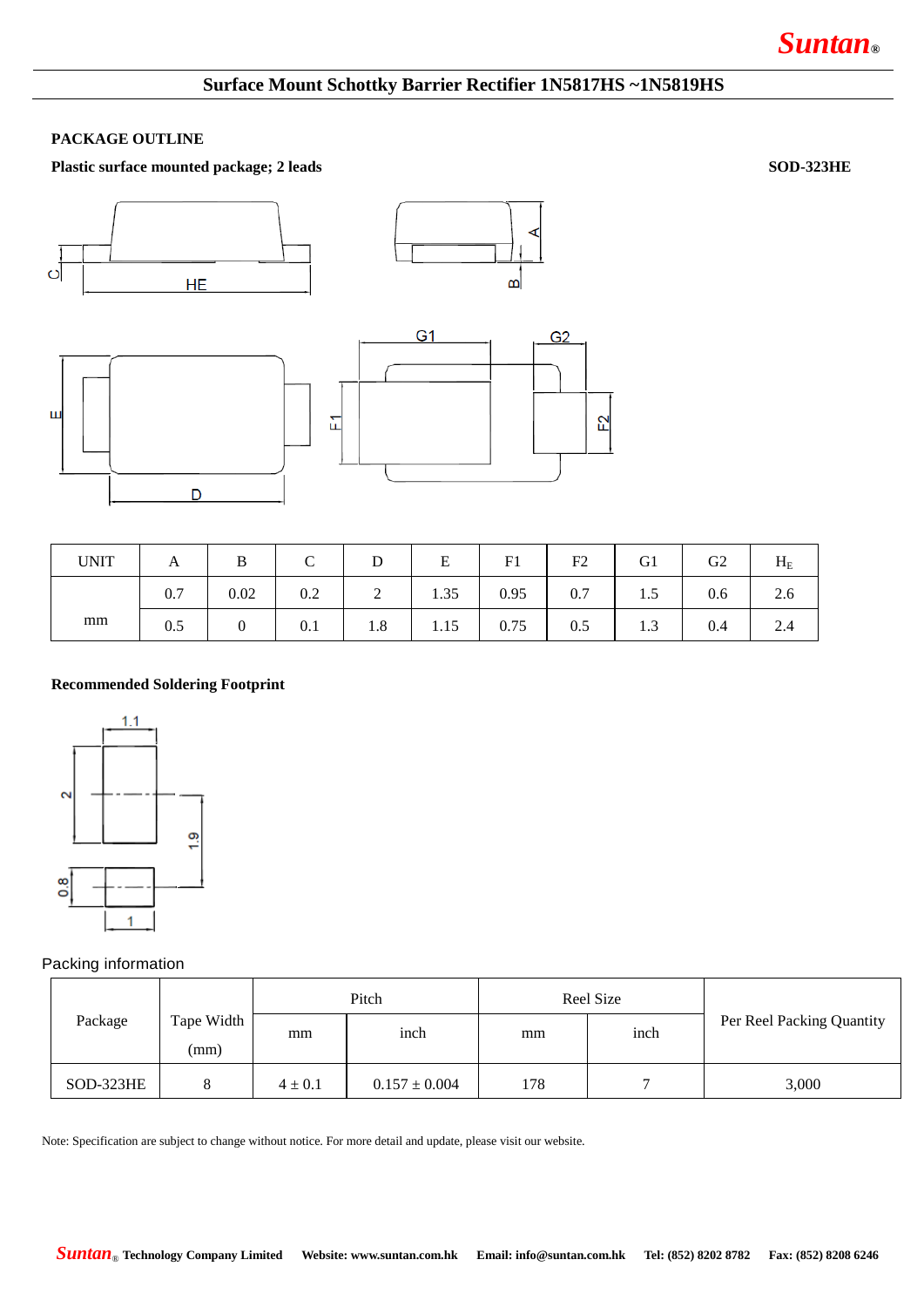## Surface Mount Schottky Barrier Rectifier 1N5817HS ~1N5819HS

### PACKAGE OUTLINE

**Plastic surface mounted package; 2 leads** **SOD-323HE**

C
HE
A
B
E
D
G1
G2
F1
F2

| UNIT | A | B | C | D | E | F1 | F2 | G1 | G2 | $H_E$ |
|---|---|---|---|---|---|---|---|---|---|---|
| mm | 0.7 | 0.02 | 0.2 | 2 | 1.35 | 0.95 | 0.7 | 1.5 | 0.6 | 2.6 |
| | 0.5 | 0 | 0.1 | 1.8 | 1.15 | 0.75 | 0.5 | 1.3 | 0.4 | 2.4 |

### Recommended Soldering Footprint

1.1
2
1.9
0.8
1

### Packing information

| Package | Tape Width (mm) | Pitch | | Reel Size | | Per Reel Packing Quantity |
|---|---|---|---|---|---|---|
| | | mm | inch | mm | inch | |
| SOD-323HE | 8 | 4 ± 0.1 | 0.157 ± 0.004 | 178 | 7 | 3,000 |

Note: Specification are subject to change without notice. For more detail and update, please visit our website.